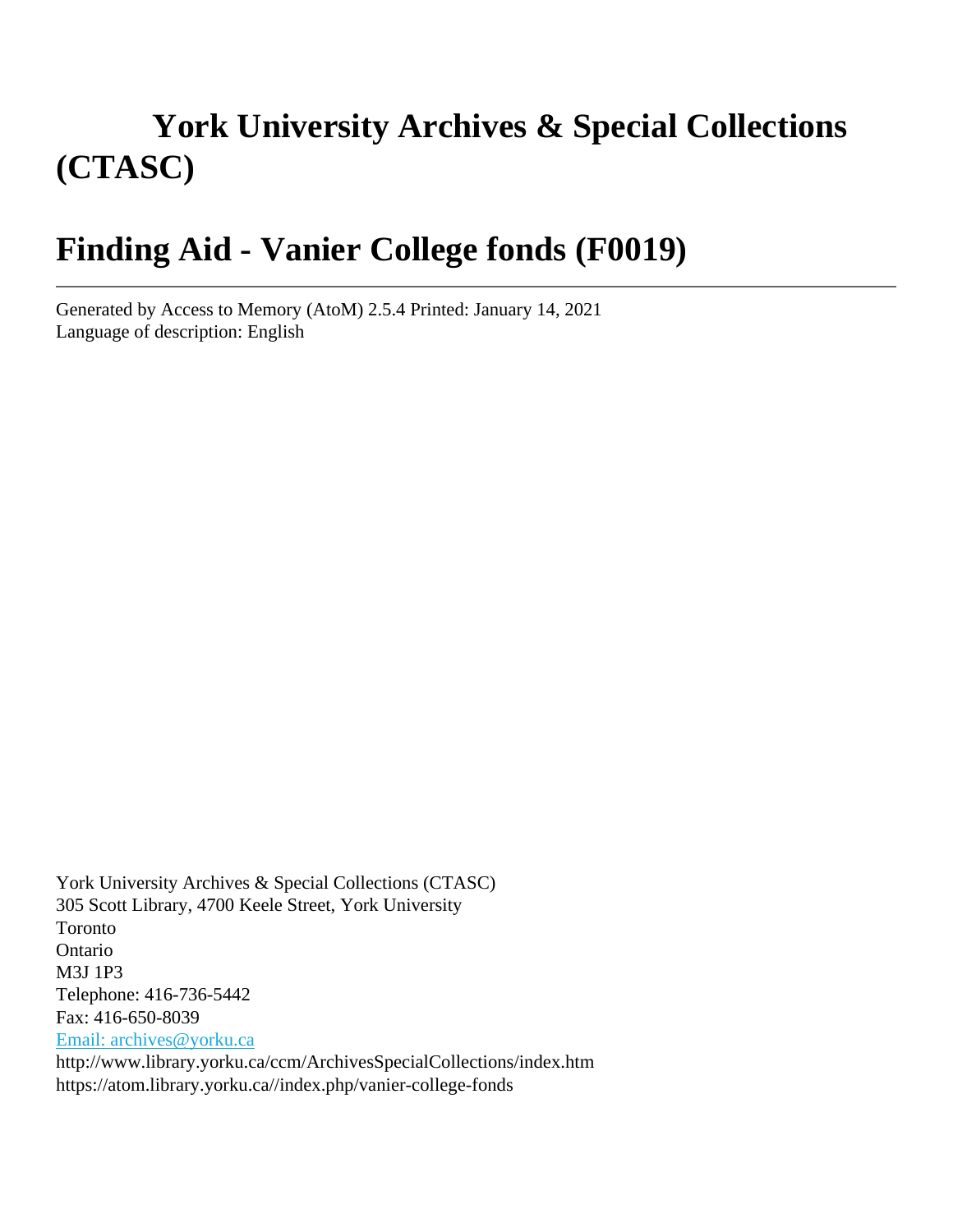# York University Archives & Special Collections (CTASC)

## Finding Aid - Vanier College fonds (F0019)

---

Generated by Access to Memory (AtoM) 2.5.4 Printed: January 14, 2021
Language of description: English

York University Archives & Special Collections (CTASC)
305 Scott Library, 4700 Keele Street, York University
Toronto
Ontario
M3J 1P3
Telephone: 416-736-5442
Fax: 416-650-8039
[Email: archives@yorku.ca](mailto:archives@yorku.ca)
http://www.library.yorku.ca/ccm/ArchivesSpecialCollections/index.htm
https://atom.library.yorku.ca//index.php/vanier-college-fonds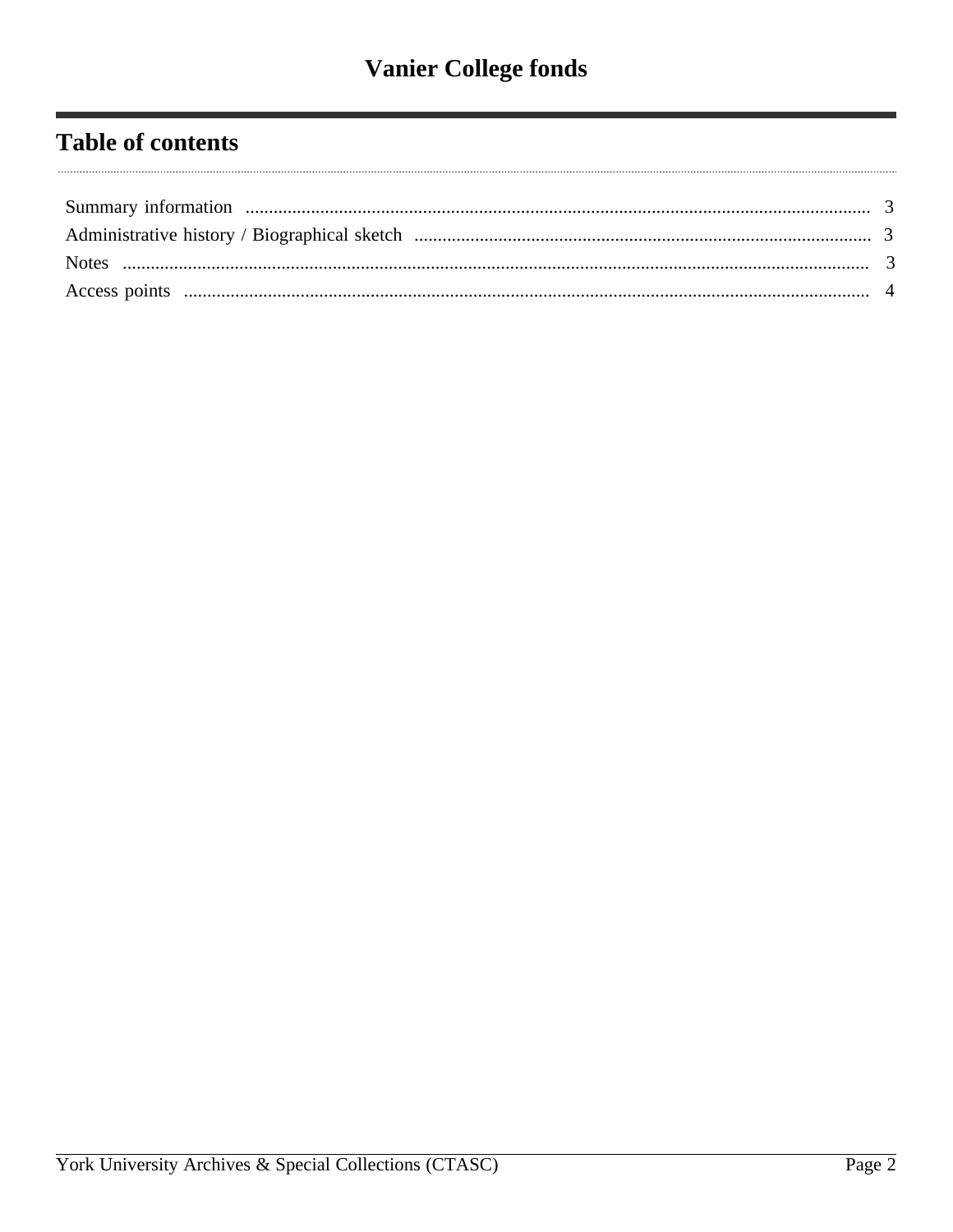# Vanier College fonds

## Table of contents

- Summary information ..... 3
- Administrative history / Biographical sketch ..... 3
- Notes ..... 3
- Access points ..... 4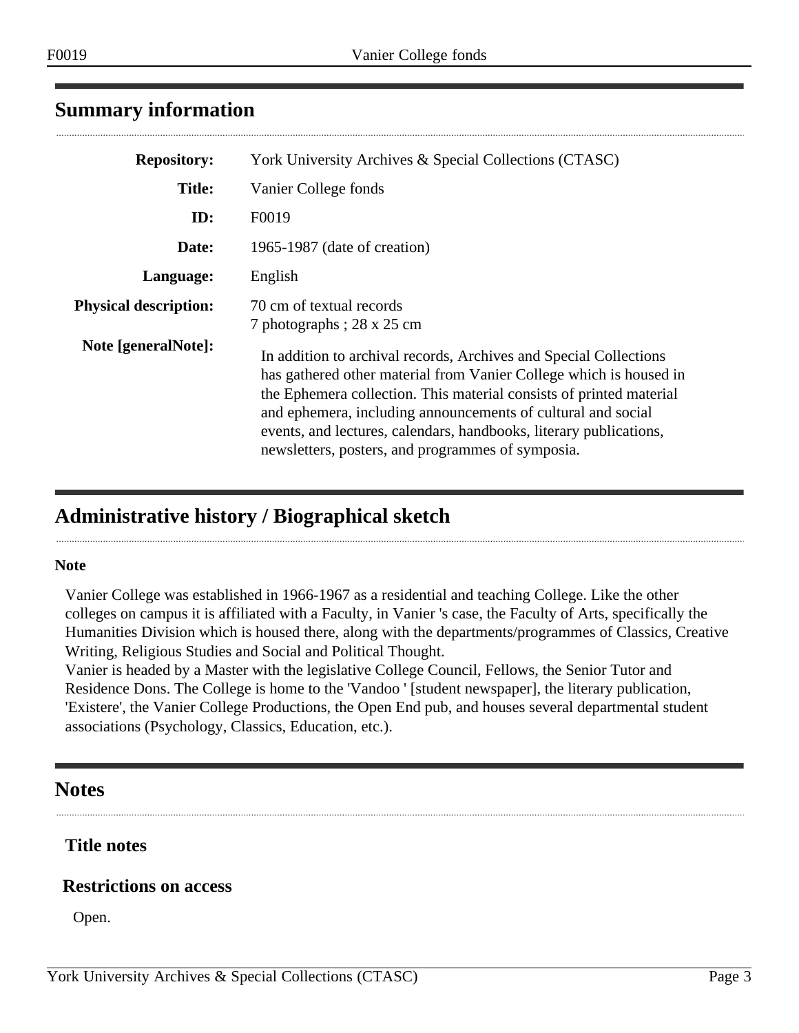## Summary information

| | |
|---|---|
| **Repository:** | York University Archives & Special Collections (CTASC) |
| **Title:** | Vanier College fonds |
| **ID:** | F0019 |
| **Date:** | 1965-1987 (date of creation) |
| **Language:** | English |
| **Physical description:** | 70 cm of textual records<br>7 photographs ; 28 x 25 cm |
| **Note [generalNote]:** | In addition to archival records, Archives and Special Collections has gathered other material from Vanier College which is housed in the Ephemera collection. This material consists of printed material and ephemera, including announcements of cultural and social events, and lectures, calendars, handbooks, literary publications, newsletters, posters, and programmes of symposia. |

## Administrative history / Biographical sketch

**Note**

Vanier College was established in 1966-1967 as a residential and teaching College. Like the other colleges on campus it is affiliated with a Faculty, in Vanier 's case, the Faculty of Arts, specifically the Humanities Division which is housed there, along with the departments/programmes of Classics, Creative Writing, Religious Studies and Social and Political Thought.
Vanier is headed by a Master with the legislative College Council, Fellows, the Senior Tutor and Residence Dons. The College is home to the 'Vandoo ' [student newspaper], the literary publication, 'Existere', the Vanier College Productions, the Open End pub, and houses several departmental student associations (Psychology, Classics, Education, etc.).

## Notes

### Title notes

### Restrictions on access

Open.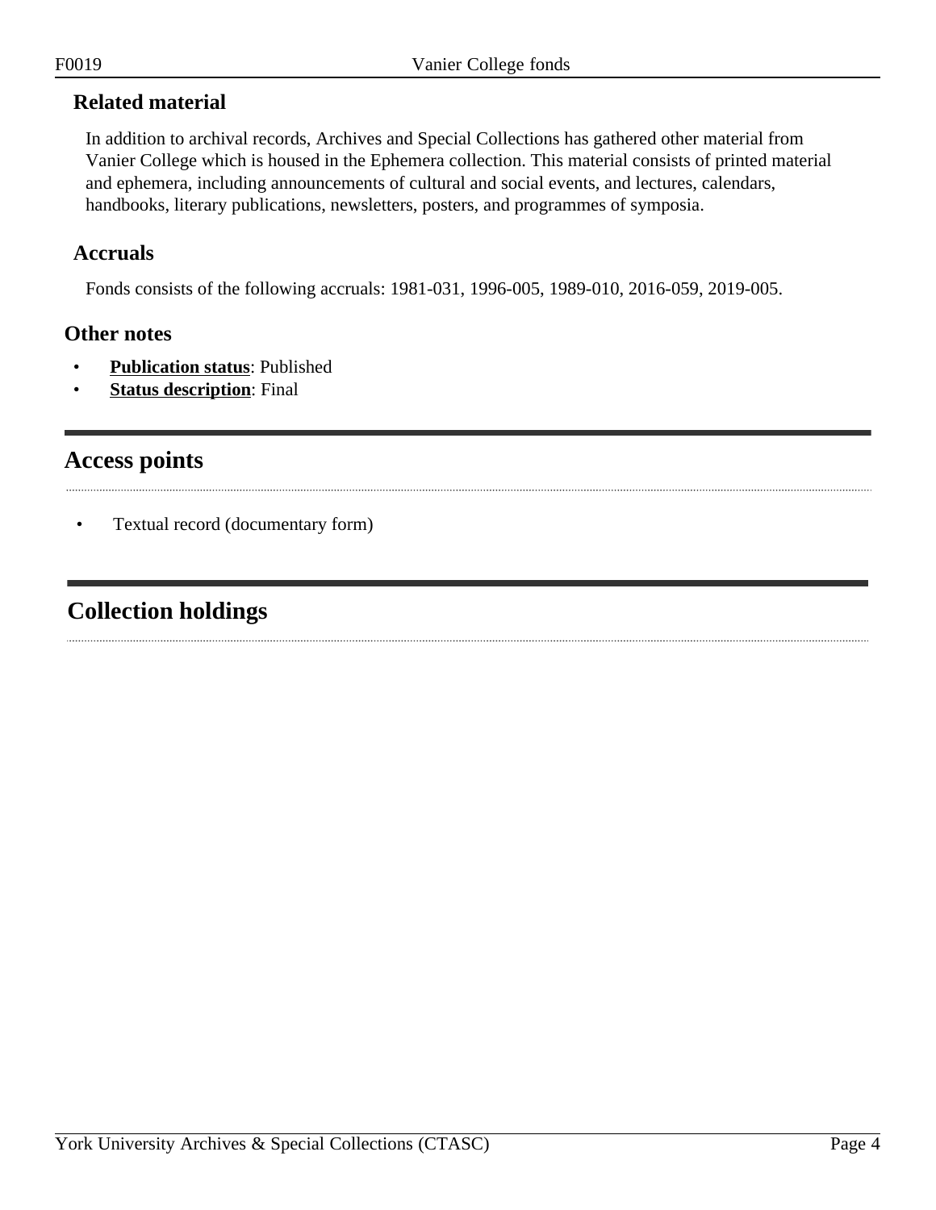### Related material

In addition to archival records, Archives and Special Collections has gathered other material from Vanier College which is housed in the Ephemera collection. This material consists of printed material and ephemera, including announcements of cultural and social events, and lectures, calendars, handbooks, literary publications, newsletters, posters, and programmes of symposia.

### Accruals

Fonds consists of the following accruals: 1981-031, 1996-005, 1989-010, 2016-059, 2019-005.

### Other notes

- **Publication status**: Published
- **Status description**: Final

## Access points

- Textual record (documentary form)

## Collection holdings